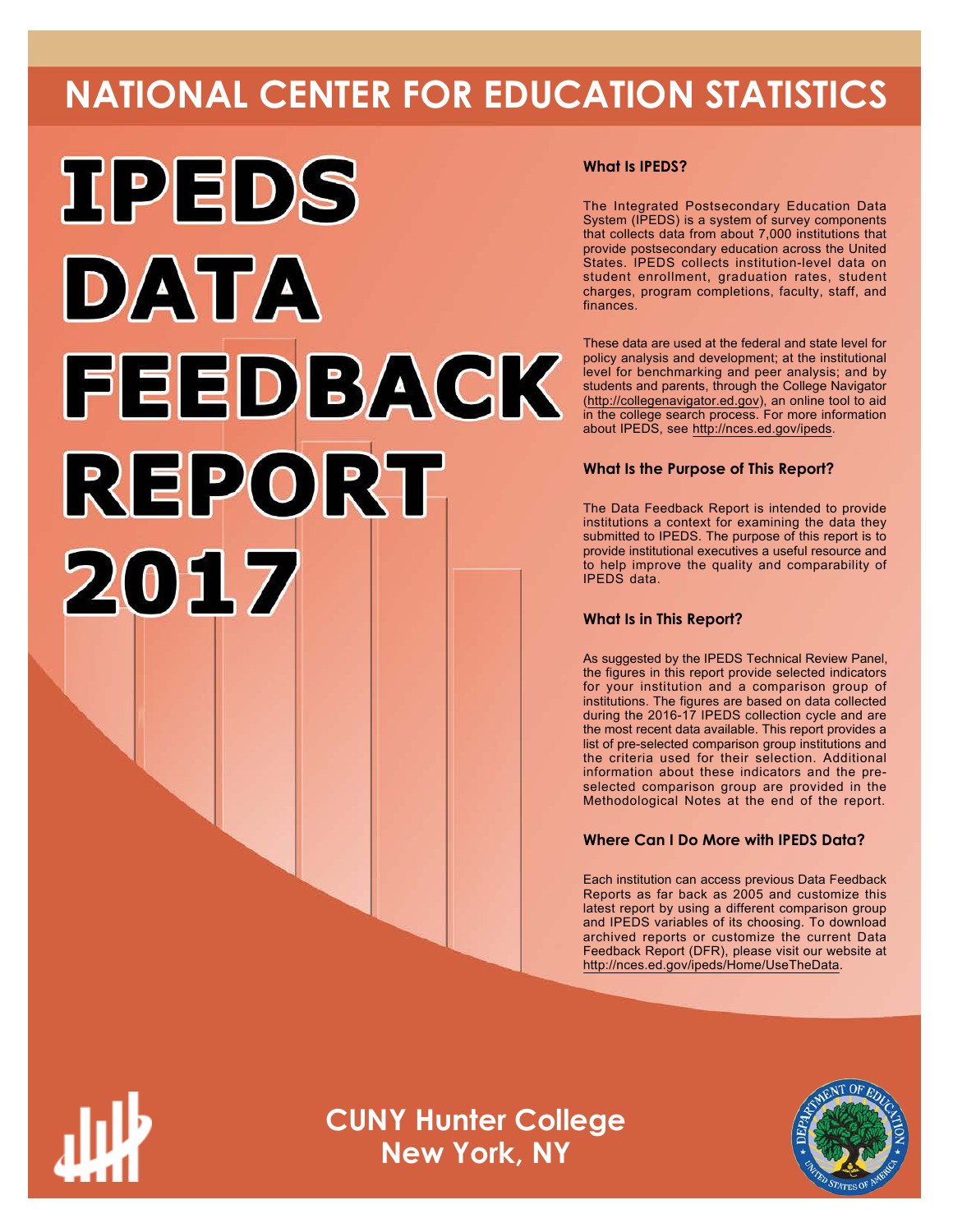# NATIONAL CENTER FOR EDUCATION STATISTICS

# IPEDS DATA FEEDBACK REPORT 2017

### What Is IPEDS?

The Integrated Postsecondary Education Data System (IPEDS) is a system of survey components that collects data from about 7,000 institutions that provide postsecondary education across the United States. IPEDS collects institution-level data on student enrollment, graduation rates, student charges, program completions, faculty, staff, and finances.

These data are used at the federal and state level for policy analysis and development; at the institutional level for benchmarking and peer analysis; and by students and parents, through the College Navigator (http://collegenavigator.ed.gov), an online tool to aid in the college search process. For more information about IPEDS, see http://nces.ed.gov/ipeds.

### What Is the Purpose of This Report?

The Data Feedback Report is intended to provide institutions a context for examining the data they submitted to IPEDS. The purpose of this report is to provide institutional executives a useful resource and to help improve the quality and comparability of IPEDS data.

### What Is in This Report?

As suggested by the IPEDS Technical Review Panel, the figures in this report provide selected indicators for your institution and a comparison group of institutions. The figures are based on data collected during the 2016-17 IPEDS collection cycle and are the most recent data available. This report provides a list of pre-selected comparison group institutions and the criteria used for their selection. Additional information about these indicators and the pre-selected comparison group are provided in the Methodological Notes at the end of the report.

### Where Can I Do More with IPEDS Data?

Each institution can access previous Data Feedback Reports as far back as 2005 and customize this latest report by using a different comparison group and IPEDS variables of its choosing. To download archived reports or customize the current Data Feedback Report (DFR), please visit our website at http://nces.ed.gov/ipeds/Home/UseTheData.

## CUNY Hunter College
## New York, NY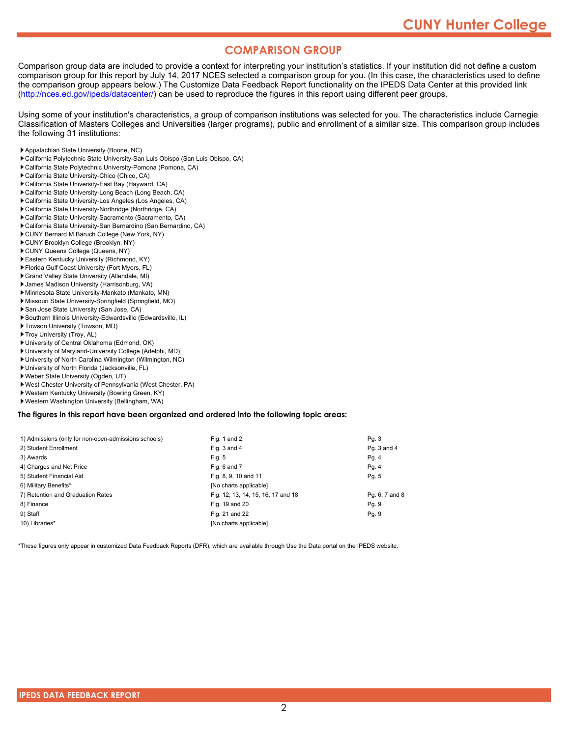## COMPARISON GROUP

Comparison group data are included to provide a context for interpreting your institution's statistics. If your institution did not define a custom comparison group for this report by July 14, 2017 NCES selected a comparison group for you. (In this case, the characteristics used to define the comparison group appears below.) The Customize Data Feedback Report functionality on the IPEDS Data Center at this provided link (http://nces.ed.gov/ipeds/datacenter/) can be used to reproduce the figures in this report using different peer groups.

Using some of your institution's characteristics, a group of comparison institutions was selected for you. The characteristics include Carnegie Classification of Masters Colleges and Universities (larger programs), public and enrollment of a similar size. This comparison group includes the following 31 institutions:

- Appalachian State University (Boone, NC)
- California Polytechnic State University-San Luis Obispo (San Luis Obispo, CA)
- California State Polytechnic University-Pomona (Pomona, CA)
- California State University-Chico (Chico, CA)
- California State University-East Bay (Hayward, CA)
- California State University-Long Beach (Long Beach, CA)
- California State University-Los Angeles (Los Angeles, CA)
- California State University-Northridge (Northridge, CA)
- California State University-Sacramento (Sacramento, CA)
- California State University-San Bernardino (San Bernardino, CA)
- CUNY Bernard M Baruch College (New York, NY)
- CUNY Brooklyn College (Brooklyn, NY)
- CUNY Queens College (Queens, NY)
- Eastern Kentucky University (Richmond, KY)
- Florida Gulf Coast University (Fort Myers, FL)
- Grand Valley State University (Allendale, MI)
- James Madison University (Harrisonburg, VA)
- Minnesota State University-Mankato (Mankato, MN)
- Missouri State University-Springfield (Springfield, MO)
- San Jose State University (San Jose, CA)
- Southern Illinois University-Edwardsville (Edwardsville, IL)
- Towson University (Towson, MD)
- Troy University (Troy, AL)
- University of Central Oklahoma (Edmond, OK)
- University of Maryland-University College (Adelphi, MD)
- University of North Carolina Wilmington (Wilmington, NC)
- University of North Florida (Jacksonville, FL)
- Weber State University (Ogden, UT)
- West Chester University of Pennsylvania (West Chester, PA)
- Western Kentucky University (Bowling Green, KY)
- Western Washington University (Bellingham, WA)

**The figures in this report have been organized and ordered into the following topic areas:**

| Topic | Figures | Pages |
|---|---|---|
| 1) Admissions (only for non-open-admissions schools) | Fig. 1 and 2 | Pg. 3 |
| 2) Student Enrollment | Fig. 3 and 4 | Pg. 3 and 4 |
| 3) Awards | Fig. 5 | Pg. 4 |
| 4) Charges and Net Price | Fig. 6 and 7 | Pg. 4 |
| 5) Student Financial Aid | Fig. 8, 9, 10 and 11 | Pg. 5 |
| 6) Military Benefits* | [No charts applicable] | |
| 7) Retention and Graduation Rates | Fig. 12, 13, 14, 15, 16, 17 and 18 | Pg. 6, 7 and 8 |
| 8) Finance | Fig. 19 and 20 | Pg. 9 |
| 9) Staff | Fig. 21 and 22 | Pg. 9 |
| 10) Libraries* | [No charts applicable] | |

*These figures only appear in customized Data Feedback Reports (DFR), which are available through Use the Data portal on the IPEDS website.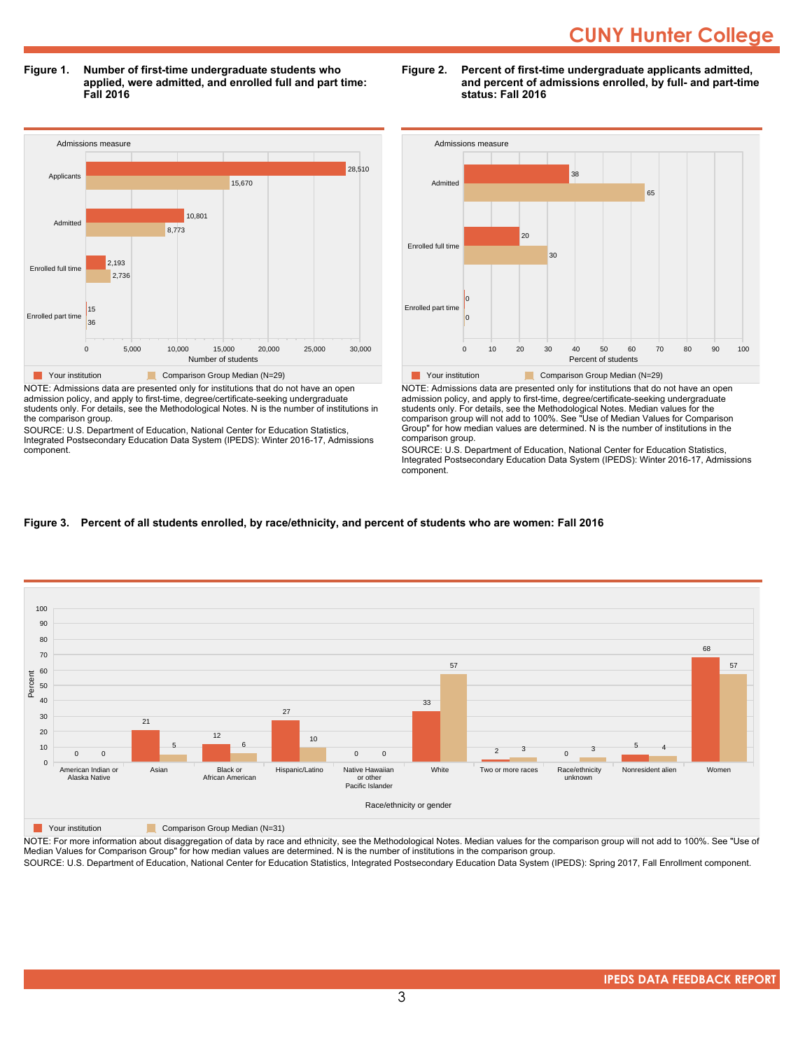# CUNY Hunter College

**Figure 1. Number of first-time undergraduate students who applied, were admitted, and enrolled full and part time: Fall 2016**

| Admissions measure | Your institution | Comparison Group Median (N=29) |
|---|---|---|
| Applicants | 28,510 | 15,670 |
| Admitted | 10,801 | 8,773 |
| Enrolled full time | 2,193 | 2,736 |
| Enrolled part time | 15 | 36 |

NOTE: Admissions data are presented only for institutions that do not have an open admission policy, and apply to first-time, degree/certificate-seeking undergraduate students only. For details, see the Methodological Notes. N is the number of institutions in the comparison group.

SOURCE: U.S. Department of Education, National Center for Education Statistics, Integrated Postsecondary Education Data System (IPEDS): Winter 2016-17, Admissions component.

**Figure 2. Percent of first-time undergraduate applicants admitted, and percent of admissions enrolled, by full- and part-time status: Fall 2016**

| Admissions measure | Your institution | Comparison Group Median (N=29) |
|---|---|---|
| Admitted | 38 | 65 |
| Enrolled full time | 20 | 30 |
| Enrolled part time | 0 | 0 |

NOTE: Admissions data are presented only for institutions that do not have an open admission policy, and apply to first-time, degree/certificate-seeking undergraduate students only. For details, see the Methodological Notes. Median values for the comparison group will not add to 100%. See "Use of Median Values for Comparison Group" for how median values are determined. N is the number of institutions in the comparison group.

SOURCE: U.S. Department of Education, National Center for Education Statistics, Integrated Postsecondary Education Data System (IPEDS): Winter 2016-17, Admissions component.

**Figure 3. Percent of all students enrolled, by race/ethnicity, and percent of students who are women: Fall 2016**

| Race/ethnicity or gender | Your institution | Comparison Group Median (N=31) |
|---|---|---|
| American Indian or Alaska Native | 0 | 0 |
| Asian | 21 | 5 |
| Black or African American | 12 | 6 |
| Hispanic/Latino | 27 | 10 |
| Native Hawaiian or other Pacific Islander | 0 | 0 |
| White | 33 | 57 |
| Two or more races | 2 | 3 |
| Race/ethnicity unknown | 0 | 3 |
| Nonresident alien | 5 | 4 |
| Women | 68 | 57 |

NOTE: For more information about disaggregation of data by race and ethnicity, see the Methodological Notes. Median values for the comparison group will not add to 100%. See "Use of Median Values for Comparison Group" for how median values are determined. N is the number of institutions in the comparison group.

SOURCE: U.S. Department of Education, National Center for Education Statistics, Integrated Postsecondary Education Data System (IPEDS): Spring 2017, Fall Enrollment component.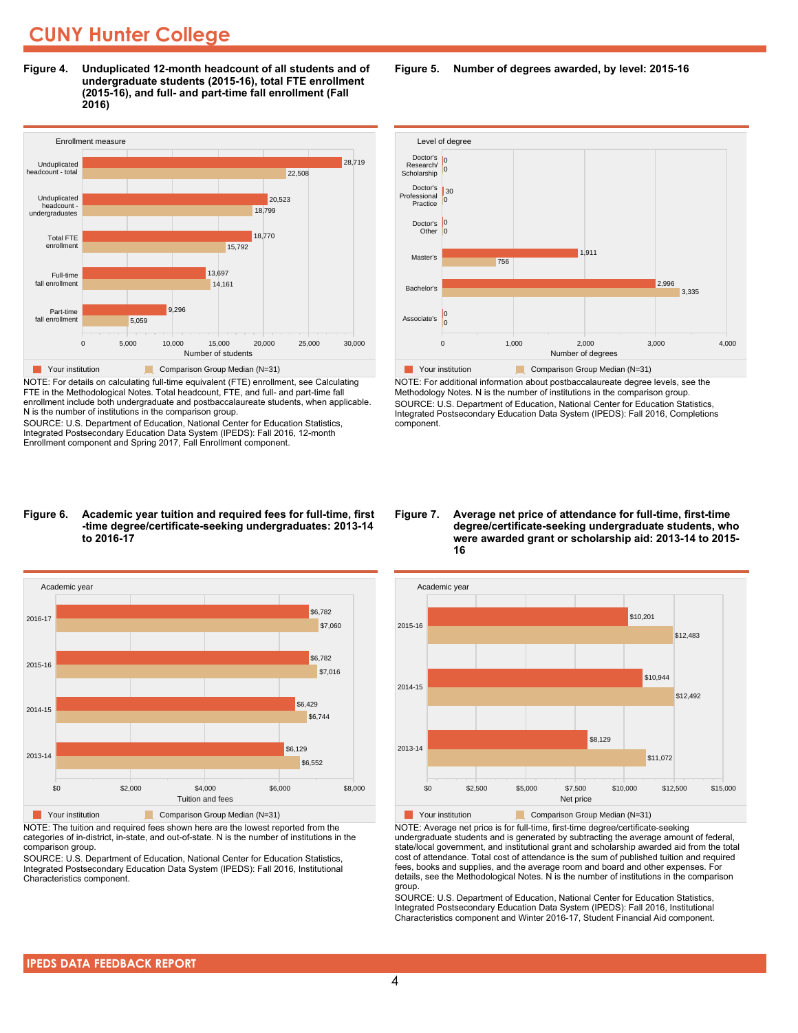## CUNY Hunter College

**Figure 4. Unduplicated 12-month headcount of all students and of undergraduate students (2015-16), total FTE enrollment (2015-16), and full- and part-time fall enrollment (Fall 2016)**

| Enrollment measure | Your institution | Comparison Group Median (N=31) |
|---|---|---|
| Unduplicated headcount - total | 28,719 | 22,508 |
| Unduplicated headcount - undergraduates | 20,523 | 18,799 |
| Total FTE enrollment | 18,770 | 15,792 |
| Full-time fall enrollment | 13,697 | 14,161 |
| Part-time fall enrollment | 9,296 | 5,059 |

NOTE: For details on calculating full-time equivalent (FTE) enrollment, see Calculating FTE in the Methodological Notes. Total headcount, FTE, and full- and part-time fall enrollment include both undergraduate and postbaccalaureate students, when applicable. N is the number of institutions in the comparison group.
SOURCE: U.S. Department of Education, National Center for Education Statistics, Integrated Postsecondary Education Data System (IPEDS): Fall 2016, 12-month Enrollment component and Spring 2017, Fall Enrollment component.

**Figure 5. Number of degrees awarded, by level: 2015-16**

| Level of degree | Your institution | Comparison Group Median (N=31) |
|---|---|---|
| Doctor's Research/ Scholarship | 0 | 0 |
| Doctor's Professional Practice | 30 | 0 |
| Doctor's Other | 0 | 0 |
| Master's | 1,911 | 756 |
| Bachelor's | 2,996 | 3,335 |
| Associate's | 0 | 0 |

NOTE: For additional information about postbaccalaureate degree levels, see the Methodology Notes. N is the number of institutions in the comparison group.
SOURCE: U.S. Department of Education, National Center for Education Statistics, Integrated Postsecondary Education Data System (IPEDS): Fall 2016, Completions component.

**Figure 6. Academic year tuition and required fees for full-time, first-time degree/certificate-seeking undergraduates: 2013-14 to 2016-17**

| Academic year | Your institution | Comparison Group Median (N=31) |
|---|---|---|
| 2016-17 | $6,782 | $7,060 |
| 2015-16 | $6,782 | $7,016 |
| 2014-15 | $6,429 | $6,744 |
| 2013-14 | $6,129 | $6,552 |

NOTE: The tuition and required fees shown here are the lowest reported from the categories of in-district, in-state, and out-of-state. N is the number of institutions in the comparison group.
SOURCE: U.S. Department of Education, National Center for Education Statistics, Integrated Postsecondary Education Data System (IPEDS): Fall 2016, Institutional Characteristics component.

**Figure 7. Average net price of attendance for full-time, first-time degree/certificate-seeking undergraduate students, who were awarded grant or scholarship aid: 2013-14 to 2015-16**

| Academic year | Your institution | Comparison Group Median (N=31) |
|---|---|---|
| 2015-16 | $10,201 | $12,483 |
| 2014-15 | $10,944 | $12,492 |
| 2013-14 | $8,129 | $11,072 |

NOTE: Average net price is for full-time, first-time degree/certificate-seeking undergraduate students and is generated by subtracting the average amount of federal, state/local government, and institutional grant and scholarship awarded aid from the total cost of attendance. Total cost of attendance is the sum of published tuition and required fees, books and supplies, and the average room and board and other expenses. For details, see the Methodological Notes. N is the number of institutions in the comparison group.
SOURCE: U.S. Department of Education, National Center for Education Statistics, Integrated Postsecondary Education Data System (IPEDS): Fall 2016, Institutional Characteristics component and Winter 2016-17, Student Financial Aid component.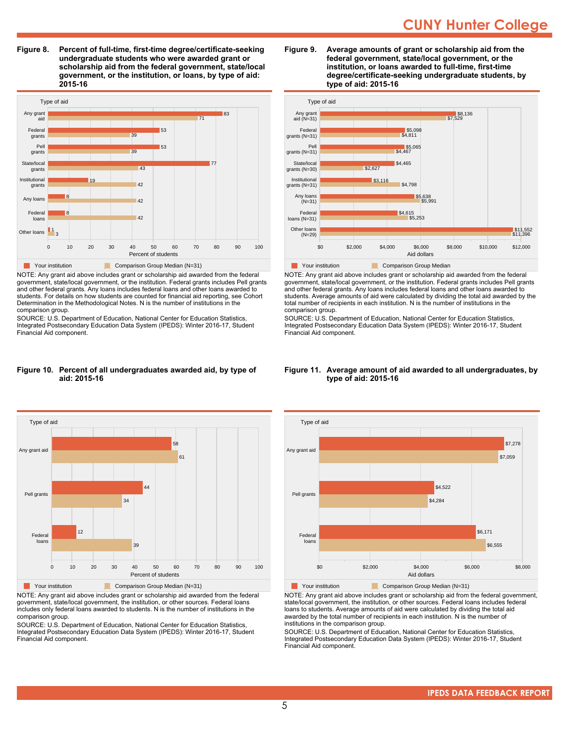**Figure 8. Percent of full-time, first-time degree/certificate-seeking undergraduate students who were awarded grant or scholarship aid from the federal government, state/local government, or the institution, or loans, by type of aid: 2015-16**

| Type of aid | Your institution | Comparison Group Median (N=31) |
|---|---|---|
| Any grant aid | 83 | 71 |
| Federal grants | 53 | 39 |
| Pell grants | 53 | 39 |
| State/local grants | 77 | 43 |
| Institutional grants | 19 | 42 |
| Any loans | 8 | 42 |
| Federal loans | 8 | 42 |
| Other loans | 1 | 3 |

NOTE: Any grant aid above includes grant or scholarship aid awarded from the federal government, state/local government, or the institution. Federal grants includes Pell grants and other federal grants. Any loans includes federal loans and other loans awarded to students. For details on how students are counted for financial aid reporting, see Cohort Determination in the Methodological Notes. N is the number of institutions in the comparison group.

SOURCE: U.S. Department of Education, National Center for Education Statistics, Integrated Postsecondary Education Data System (IPEDS): Winter 2016-17, Student Financial Aid component.

**Figure 9. Average amounts of grant or scholarship aid from the federal government, state/local government, or the institution, or loans awarded to full-time, first-time degree/certificate-seeking undergraduate students, by type of aid: 2015-16**

| Type of aid | Your institution | Comparison Group Median |
|---|---|---|
| Any grant aid (N=31) | $8,136 | $7,529 |
| Federal grants (N=31) | $5,098 | $4,811 |
| Pell grants (N=31) | $5,065 | $4,467 |
| State/local grants (N=30) | $4,465 | $2,627 |
| Institutional grants (N=31) | $3,116 | $4,798 |
| Any loans (N=31) | $5,638 | $5,991 |
| Federal loans (N=31) | $4,615 | $5,253 |
| Other loans (N=29) | $11,552 | $11,396 |

NOTE: Any grant aid above includes grant or scholarship aid awarded from the federal government, state/local government, or the institution. Federal grants includes Pell grants and other federal grants. Any loans includes federal loans and other loans awarded to students. Average amounts of aid were calculated by dividing the total aid awarded by the total number of recipients in each institution. N is the number of institutions in the comparison group.

SOURCE: U.S. Department of Education, National Center for Education Statistics, Integrated Postsecondary Education Data System (IPEDS): Winter 2016-17, Student Financial Aid component.

**Figure 10. Percent of all undergraduates awarded aid, by type of aid: 2015-16**

| Type of aid | Your institution | Comparison Group Median (N=31) |
|---|---|---|
| Any grant aid | 58 | 61 |
| Pell grants | 44 | 34 |
| Federal loans | 12 | 39 |

NOTE: Any grant aid above includes grant or scholarship aid awarded from the federal government, state/local government, the institution, or other sources. Federal loans includes only federal loans awarded to students. N is the number of institutions in the comparison group.

SOURCE: U.S. Department of Education, National Center for Education Statistics, Integrated Postsecondary Education Data System (IPEDS): Winter 2016-17, Student Financial Aid component.

**Figure 11. Average amount of aid awarded to all undergraduates, by type of aid: 2015-16**

| Type of aid | Your institution | Comparison Group Median (N=31) |
|---|---|---|
| Any grant aid | $7,278 | $7,059 |
| Pell grants | $4,522 | $4,284 |
| Federal loans | $6,171 | $6,555 |

NOTE: Any grant aid above includes grant or scholarship aid from the federal government, state/local government, the institution, or other sources. Federal loans includes federal loans to students. Average amounts of aid were calculated by dividing the total aid awarded by the total number of recipients in each institution. N is the number of institutions in the comparison group.

SOURCE: U.S. Department of Education, National Center for Education Statistics, Integrated Postsecondary Education Data System (IPEDS): Winter 2016-17, Student Financial Aid component.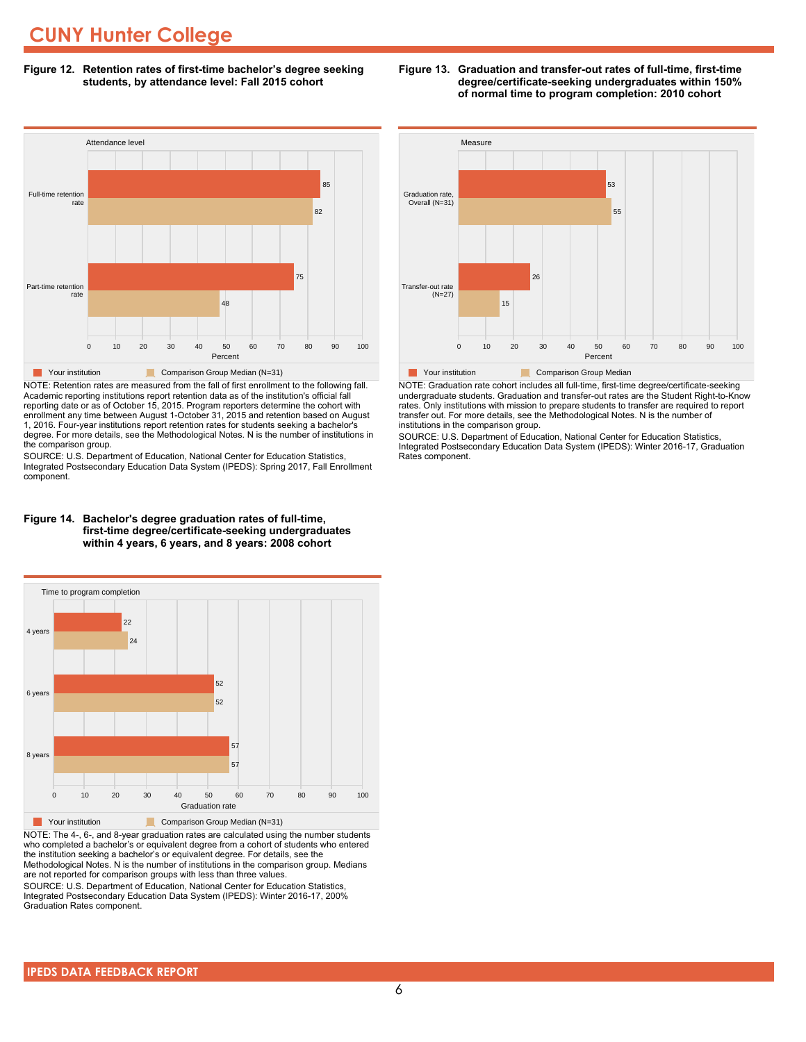# CUNY Hunter College

**Figure 12. Retention rates of first-time bachelor's degree seeking students, by attendance level: Fall 2015 cohort**

| Attendance level | Your institution | Comparison Group Median (N=31) |
|---|---|---|
| Full-time retention rate | 85 | 82 |
| Part-time retention rate | 75 | 48 |

NOTE: Retention rates are measured from the fall of first enrollment to the following fall. Academic reporting institutions report retention data as of the institution's official fall reporting date or as of October 15, 2015. Program reporters determine the cohort with enrollment any time between August 1-October 31, 2015 and retention based on August 1, 2016. Four-year institutions report retention rates for students seeking a bachelor's degree. For more details, see the Methodological Notes. N is the number of institutions in the comparison group.

SOURCE: U.S. Department of Education, National Center for Education Statistics, Integrated Postsecondary Education Data System (IPEDS): Spring 2017, Fall Enrollment component.

**Figure 13. Graduation and transfer-out rates of full-time, first-time degree/certificate-seeking undergraduates within 150% of normal time to program completion: 2010 cohort**

| Measure | Your institution | Comparison Group Median |
|---|---|---|
| Graduation rate, Overall (N=31) | 53 | 55 |
| Transfer-out rate (N=27) | 26 | 15 |

NOTE: Graduation rate cohort includes all full-time, first-time degree/certificate-seeking undergraduate students. Graduation and transfer-out rates are the Student Right-to-Know rates. Only institutions with mission to prepare students to transfer are required to report transfer out. For more details, see the Methodological Notes. N is the number of institutions in the comparison group.

SOURCE: U.S. Department of Education, National Center for Education Statistics, Integrated Postsecondary Education Data System (IPEDS): Winter 2016-17, Graduation Rates component.

**Figure 14. Bachelor's degree graduation rates of full-time, first-time degree/certificate-seeking undergraduates within 4 years, 6 years, and 8 years: 2008 cohort**

| Time to program completion | Your institution | Comparison Group Median (N=31) |
|---|---|---|
| 4 years | 22 | 24 |
| 6 years | 52 | 52 |
| 8 years | 57 | 57 |

NOTE: The 4-, 6-, and 8-year graduation rates are calculated using the number students who completed a bachelor's or equivalent degree from a cohort of students who entered the institution seeking a bachelor's or equivalent degree. For details, see the Methodological Notes. N is the number of institutions in the comparison group. Medians are not reported for comparison groups with less than three values.

SOURCE: U.S. Department of Education, National Center for Education Statistics, Integrated Postsecondary Education Data System (IPEDS): Winter 2016-17, 200% Graduation Rates component.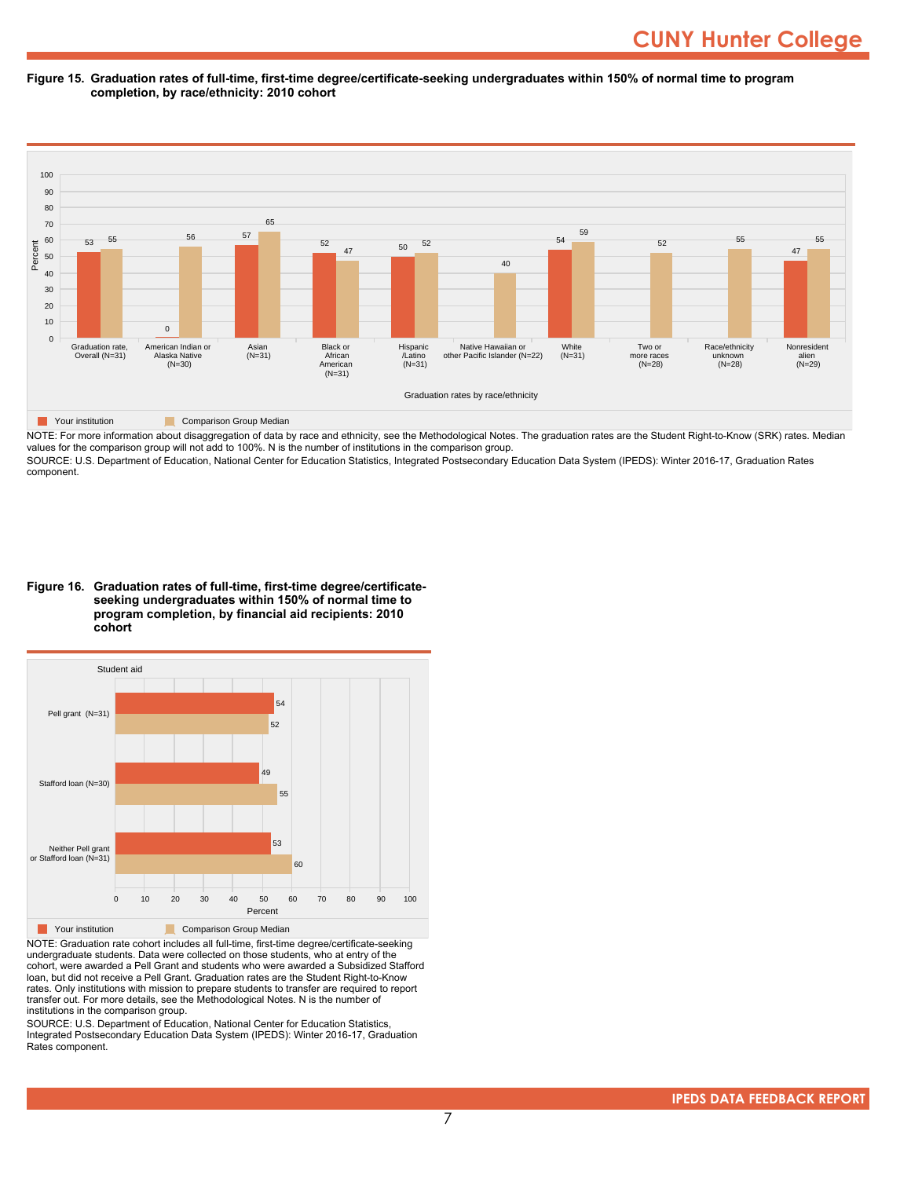**Figure 15. Graduation rates of full-time, first-time degree/certificate-seeking undergraduates within 150% of normal time to program completion, by race/ethnicity: 2010 cohort**

| Graduation rates by race/ethnicity | Your institution | Comparison Group Median |
|---|---|---|
| Graduation rate, Overall (N=31) | 53 | 55 |
| American Indian or Alaska Native (N=30) | 0 | 56 |
| Asian (N=31) | 57 | 65 |
| Black or African American (N=31) | 52 | 47 |
| Hispanic /Latino (N=31) | 50 | 52 |
| Native Hawaiian or other Pacific Islander (N=22) | | 40 |
| White (N=31) | 54 | 59 |
| Two or more races (N=28) | | 52 |
| Race/ethnicity unknown (N=28) | | 55 |
| Nonresident alien (N=29) | 47 | 55 |

NOTE: For more information about disaggregation of data by race and ethnicity, see the Methodological Notes. The graduation rates are the Student Right-to-Know (SRK) rates. Median values for the comparison group will not add to 100%. N is the number of institutions in the comparison group.

SOURCE: U.S. Department of Education, National Center for Education Statistics, Integrated Postsecondary Education Data System (IPEDS): Winter 2016-17, Graduation Rates component.

**Figure 16. Graduation rates of full-time, first-time degree/certificate-seeking undergraduates within 150% of normal time to program completion, by financial aid recipients: 2010 cohort**

| Student aid | Your institution | Comparison Group Median |
|---|---|---|
| Pell grant (N=31) | 54 | 52 |
| Stafford loan (N=30) | 49 | 55 |
| Neither Pell grant or Stafford loan (N=31) | 53 | 60 |

NOTE: Graduation rate cohort includes all full-time, first-time degree/certificate-seeking undergraduate students. Data were collected on those students, who at entry of the cohort, were awarded a Pell Grant and students who were awarded a Subsidized Stafford loan, but did not receive a Pell Grant. Graduation rates are the Student Right-to-Know rates. Only institutions with mission to prepare students to transfer are required to report transfer out. For more details, see the Methodological Notes. N is the number of institutions in the comparison group.

SOURCE: U.S. Department of Education, National Center for Education Statistics, Integrated Postsecondary Education Data System (IPEDS): Winter 2016-17, Graduation Rates component.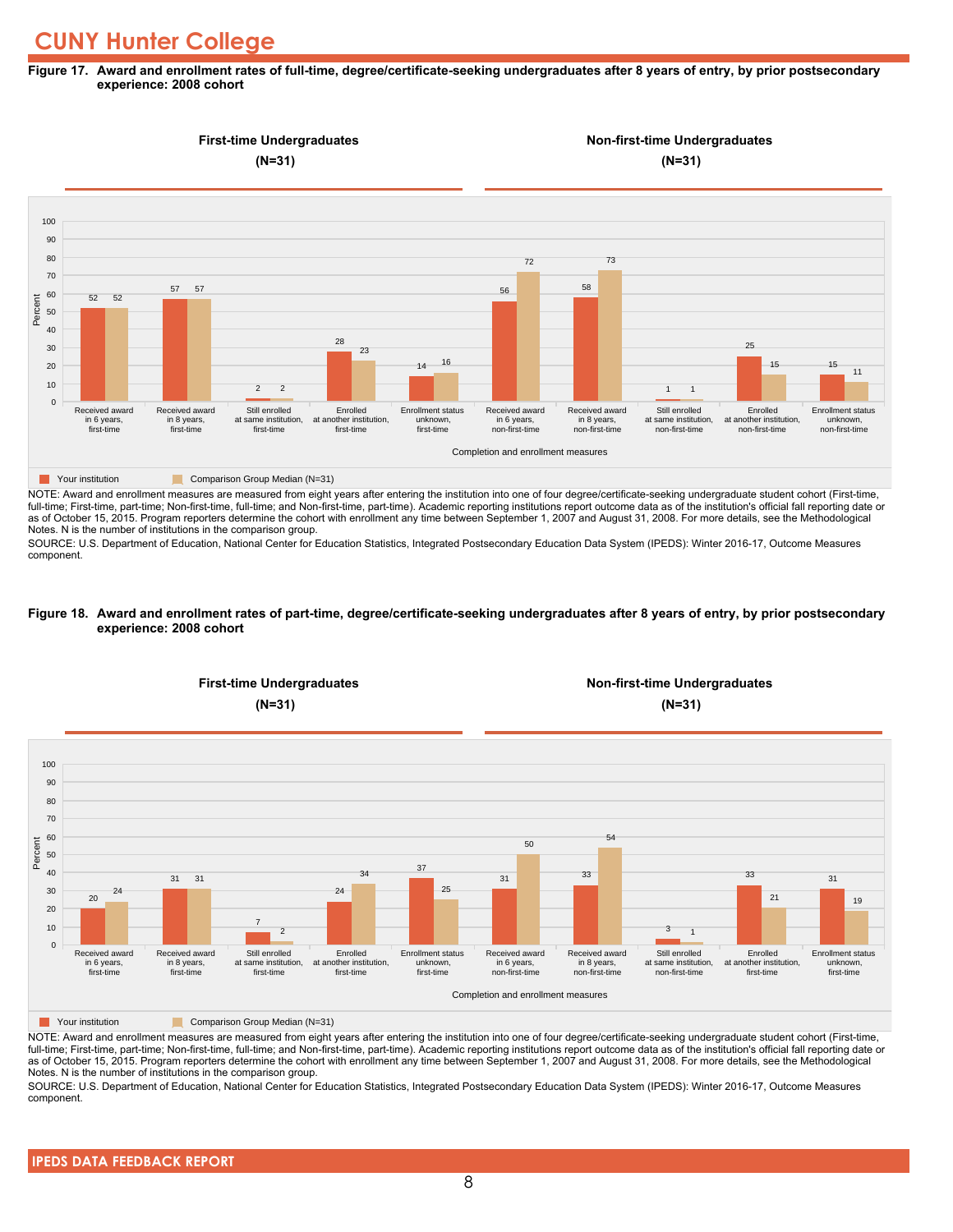# CUNY Hunter College

**Figure 17. Award and enrollment rates of full-time, degree/certificate-seeking undergraduates after 8 years of entry, by prior postsecondary experience: 2008 cohort**

**First-time Undergraduates (N=31)** | **Non-first-time Undergraduates (N=31)**

| Completion and enrollment measures | Your institution | Comparison Group Median (N=31) |
|---|---|---|
| Received award in 6 years, first-time | 52 | 52 |
| Received award in 8 years, first-time | 57 | 57 |
| Still enrolled at same institution, first-time | 2 | 2 |
| Enrolled at another institution, first-time | 28 | 23 |
| Enrollment status unknown, first-time | 14 | 16 |
| Received award in 6 years, non-first-time | 56 | 72 |
| Received award in 8 years, non-first-time | 58 | 73 |
| Still enrolled at same institution, non-first-time | 1 | 1 |
| Enrolled at another institution, non-first-time | 25 | 15 |
| Enrollment status unknown, non-first-time | 15 | 11 |

NOTE: Award and enrollment measures are measured from eight years after entering the institution into one of four degree/certificate-seeking undergraduate student cohort (First-time, full-time; First-time, part-time; Non-first-time, full-time; and Non-first-time, part-time). Academic reporting institutions report outcome data as of the institution's official fall reporting date or as of October 15, 2015. Program reporters determine the cohort with enrollment any time between September 1, 2007 and August 31, 2008. For more details, see the Methodological Notes. N is the number of institutions in the comparison group.

SOURCE: U.S. Department of Education, National Center for Education Statistics, Integrated Postsecondary Education Data System (IPEDS): Winter 2016-17, Outcome Measures component.

**Figure 18. Award and enrollment rates of part-time, degree/certificate-seeking undergraduates after 8 years of entry, by prior postsecondary experience: 2008 cohort**

**First-time Undergraduates (N=31)** | **Non-first-time Undergraduates (N=31)**

| Completion and enrollment measures | Your institution | Comparison Group Median (N=31) |
|---|---|---|
| Received award in 6 years, first-time | 20 | 24 |
| Received award in 8 years, first-time | 31 | 31 |
| Still enrolled at same institution, first-time | 7 | 2 |
| Enrolled at another institution, first-time | 24 | 34 |
| Enrollment status unknown, first-time | 37 | 25 |
| Received award in 6 years, non-first-time | 31 | 50 |
| Received award in 8 years, non-first-time | 33 | 54 |
| Still enrolled at same institution, non-first-time | 3 | 1 |
| Enrolled at another institution, first-time | 33 | 21 |
| Enrollment status unknown, first-time | 31 | 19 |

NOTE: Award and enrollment measures are measured from eight years after entering the institution into one of four degree/certificate-seeking undergraduate student cohort (First-time, full-time; First-time, part-time; Non-first-time, full-time; and Non-first-time, part-time). Academic reporting institutions report outcome data as of the institution's official fall reporting date or as of October 15, 2015. Program reporters determine the cohort with enrollment any time between September 1, 2007 and August 31, 2008. For more details, see the Methodological Notes. N is the number of institutions in the comparison group.

SOURCE: U.S. Department of Education, National Center for Education Statistics, Integrated Postsecondary Education Data System (IPEDS): Winter 2016-17, Outcome Measures component.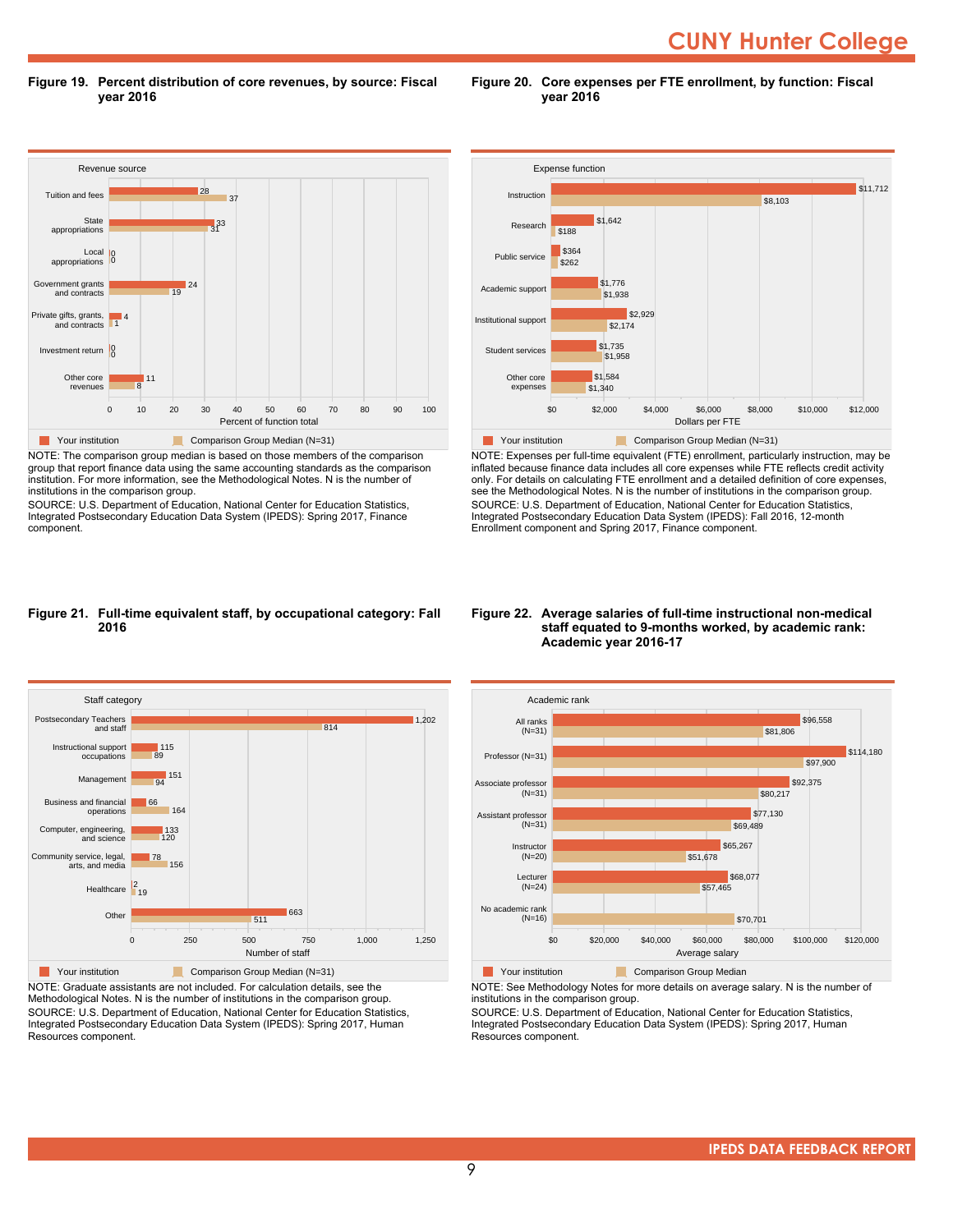**Figure 19. Percent distribution of core revenues, by source: Fiscal year 2016**

| Revenue source | Your institution | Comparison Group Median (N=31) |
|---|---|---|
| Tuition and fees | 28 | 37 |
| State appropriations | 33 | 31 |
| Local appropriations | 0 | 0 |
| Government grants and contracts | 24 | 19 |
| Private gifts, grants, and contracts | 4 | 1 |
| Investment return | 0 | 0 |
| Other core revenues | 11 | 8 |

Percent of function total

NOTE: The comparison group median is based on those members of the comparison group that report finance data using the same accounting standards as the comparison institution. For more information, see the Methodological Notes. N is the number of institutions in the comparison group.
SOURCE: U.S. Department of Education, National Center for Education Statistics, Integrated Postsecondary Education Data System (IPEDS): Spring 2017, Finance component.

**Figure 20. Core expenses per FTE enrollment, by function: Fiscal year 2016**

| Expense function | Your institution | Comparison Group Median (N=31) |
|---|---|---|
| Instruction | $11,712 | $8,103 |
| Research | $1,642 | $188 |
| Public service | $364 | $262 |
| Academic support | $1,776 | $1,938 |
| Institutional support | $2,929 | $2,174 |
| Student services | $1,735 | $1,958 |
| Other core expenses | $1,584 | $1,340 |

Dollars per FTE

NOTE: Expenses per full-time equivalent (FTE) enrollment, particularly instruction, may be inflated because finance data includes all core expenses while FTE reflects credit activity only. For details on calculating FTE enrollment and a detailed definition of core expenses, see the Methodological Notes. N is the number of institutions in the comparison group.
SOURCE: U.S. Department of Education, National Center for Education Statistics, Integrated Postsecondary Education Data System (IPEDS): Fall 2016, 12-month Enrollment component and Spring 2017, Finance component.

**Figure 21. Full-time equivalent staff, by occupational category: Fall 2016**

| Staff category | Your institution | Comparison Group Median (N=31) |
|---|---|---|
| Postsecondary Teachers and staff | 1,202 | 814 |
| Instructional support occupations | 115 | 89 |
| Management | 151 | 94 |
| Business and financial operations | 66 | 164 |
| Computer, engineering, and science | 133 | 120 |
| Community service, legal, arts, and media | 78 | 156 |
| Healthcare | 2 | 19 |
| Other | 663 | 511 |

Number of staff

NOTE: Graduate assistants are not included. For calculation details, see the Methodological Notes. N is the number of institutions in the comparison group.
SOURCE: U.S. Department of Education, National Center for Education Statistics, Integrated Postsecondary Education Data System (IPEDS): Spring 2017, Human Resources component.

**Figure 22. Average salaries of full-time instructional non-medical staff equated to 9-months worked, by academic rank: Academic year 2016-17**

| Academic rank | Your institution | Comparison Group Median |
|---|---|---|
| All ranks (N=31) | $96,558 | $81,806 |
| Professor (N=31) | $114,180 | $97,900 |
| Associate professor (N=31) | $92,375 | $80,217 |
| Assistant professor (N=31) | $77,130 | $69,489 |
| Instructor (N=20) | $65,267 | $51,678 |
| Lecturer (N=24) | $68,077 | $57,465 |
| No academic rank (N=16) | | $70,701 |

Average salary

NOTE: See Methodology Notes for more details on average salary. N is the number of institutions in the comparison group.
SOURCE: U.S. Department of Education, National Center for Education Statistics, Integrated Postsecondary Education Data System (IPEDS): Spring 2017, Human Resources component.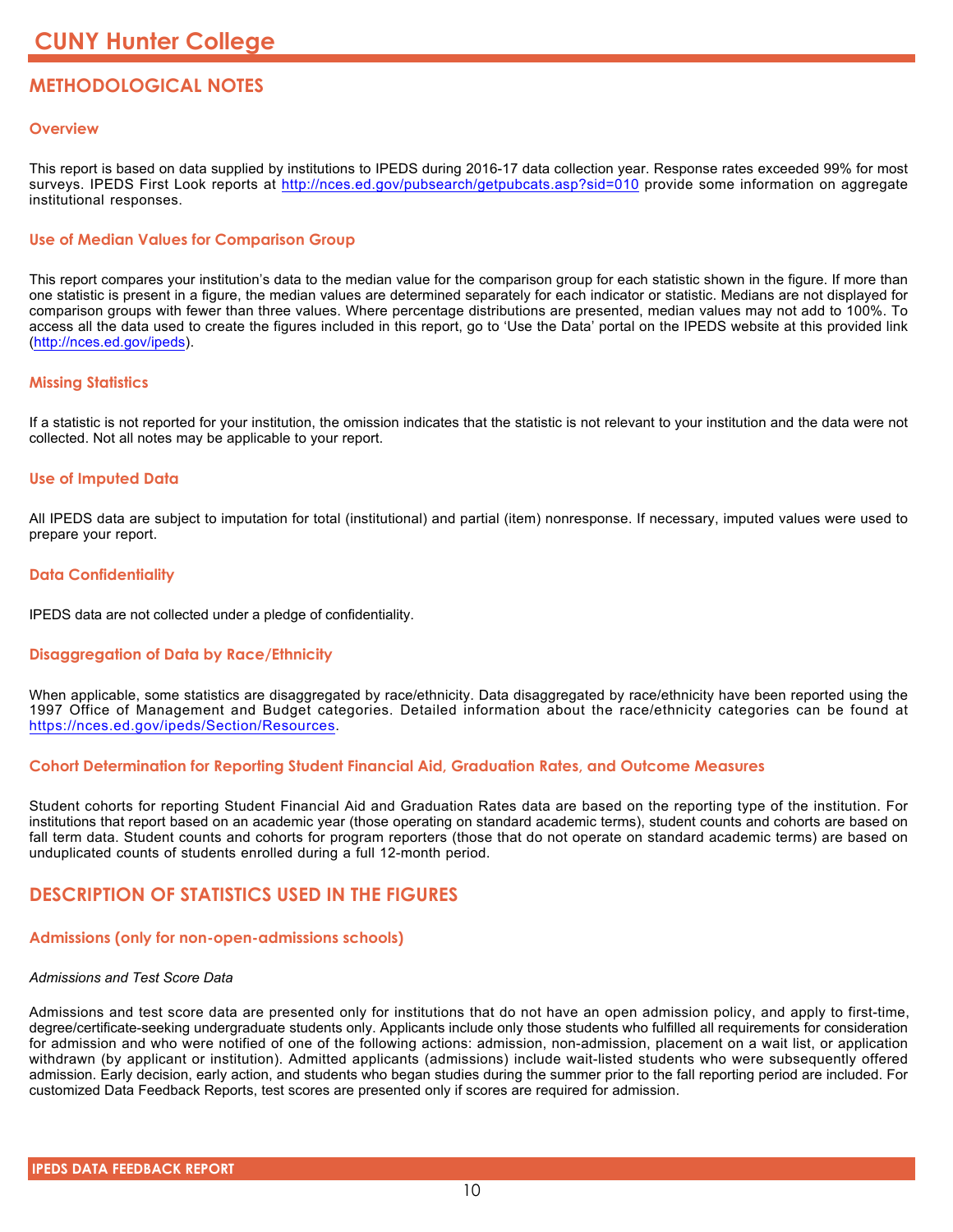# CUNY Hunter College

## METHODOLOGICAL NOTES

### Overview

This report is based on data supplied by institutions to IPEDS during 2016-17 data collection year. Response rates exceeded 99% for most surveys. IPEDS First Look reports at http://nces.ed.gov/pubsearch/getpubcats.asp?sid=010 provide some information on aggregate institutional responses.

### Use of Median Values for Comparison Group

This report compares your institution's data to the median value for the comparison group for each statistic shown in the figure. If more than one statistic is present in a figure, the median values are determined separately for each indicator or statistic. Medians are not displayed for comparison groups with fewer than three values. Where percentage distributions are presented, median values may not add to 100%. To access all the data used to create the figures included in this report, go to 'Use the Data' portal on the IPEDS website at this provided link (http://nces.ed.gov/ipeds).

### Missing Statistics

If a statistic is not reported for your institution, the omission indicates that the statistic is not relevant to your institution and the data were not collected. Not all notes may be applicable to your report.

### Use of Imputed Data

All IPEDS data are subject to imputation for total (institutional) and partial (item) nonresponse. If necessary, imputed values were used to prepare your report.

### Data Confidentiality

IPEDS data are not collected under a pledge of confidentiality.

### Disaggregation of Data by Race/Ethnicity

When applicable, some statistics are disaggregated by race/ethnicity. Data disaggregated by race/ethnicity have been reported using the 1997 Office of Management and Budget categories. Detailed information about the race/ethnicity categories can be found at https://nces.ed.gov/ipeds/Section/Resources.

### Cohort Determination for Reporting Student Financial Aid, Graduation Rates, and Outcome Measures

Student cohorts for reporting Student Financial Aid and Graduation Rates data are based on the reporting type of the institution. For institutions that report based on an academic year (those operating on standard academic terms), student counts and cohorts are based on fall term data. Student counts and cohorts for program reporters (those that do not operate on standard academic terms) are based on unduplicated counts of students enrolled during a full 12-month period.

## DESCRIPTION OF STATISTICS USED IN THE FIGURES

### Admissions (only for non-open-admissions schools)

*Admissions and Test Score Data*

Admissions and test score data are presented only for institutions that do not have an open admission policy, and apply to first-time, degree/certificate-seeking undergraduate students only. Applicants include only those students who fulfilled all requirements for consideration for admission and who were notified of one of the following actions: admission, non-admission, placement on a wait list, or application withdrawn (by applicant or institution). Admitted applicants (admissions) include wait-listed students who were subsequently offered admission. Early decision, early action, and students who began studies during the summer prior to the fall reporting period are included. For customized Data Feedback Reports, test scores are presented only if scores are required for admission.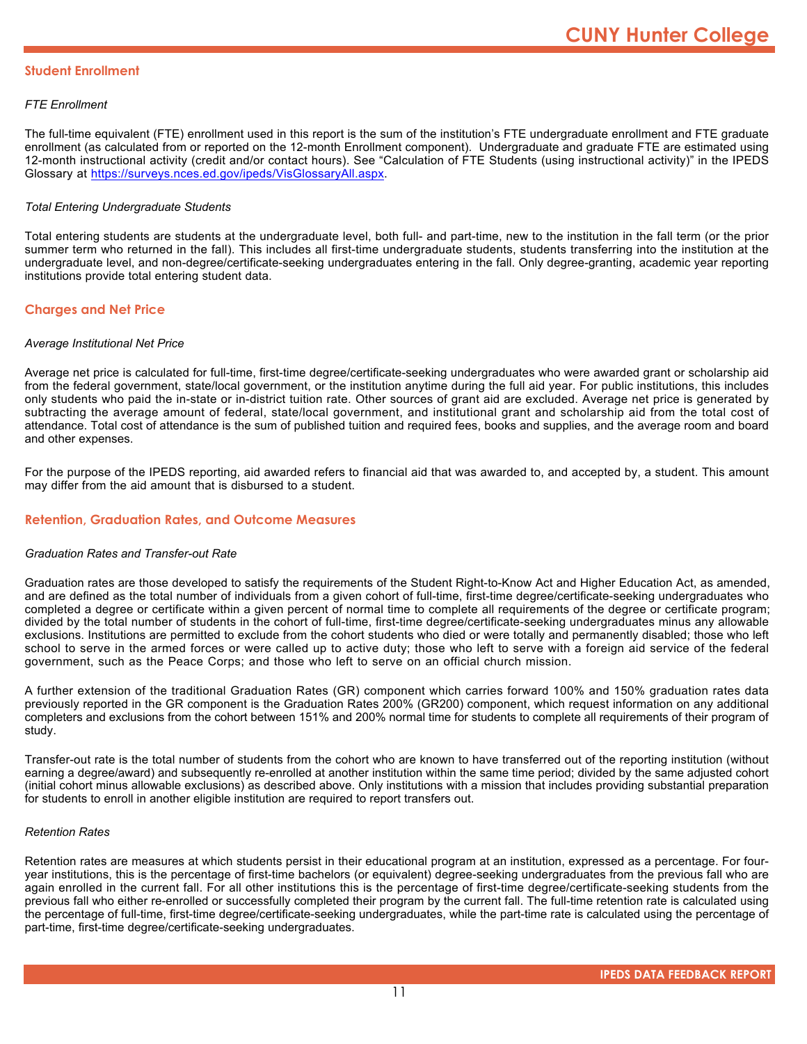## Student Enrollment

*FTE Enrollment*

The full-time equivalent (FTE) enrollment used in this report is the sum of the institution's FTE undergraduate enrollment and FTE graduate enrollment (as calculated from or reported on the 12-month Enrollment component). Undergraduate and graduate FTE are estimated using 12-month instructional activity (credit and/or contact hours). See "Calculation of FTE Students (using instructional activity)" in the IPEDS Glossary at https://surveys.nces.ed.gov/ipeds/VisGlossaryAll.aspx.

*Total Entering Undergraduate Students*

Total entering students are students at the undergraduate level, both full- and part-time, new to the institution in the fall term (or the prior summer term who returned in the fall). This includes all first-time undergraduate students, students transferring into the institution at the undergraduate level, and non-degree/certificate-seeking undergraduates entering in the fall. Only degree-granting, academic year reporting institutions provide total entering student data.

## Charges and Net Price

*Average Institutional Net Price*

Average net price is calculated for full-time, first-time degree/certificate-seeking undergraduates who were awarded grant or scholarship aid from the federal government, state/local government, or the institution anytime during the full aid year. For public institutions, this includes only students who paid the in-state or in-district tuition rate. Other sources of grant aid are excluded. Average net price is generated by subtracting the average amount of federal, state/local government, and institutional grant and scholarship aid from the total cost of attendance. Total cost of attendance is the sum of published tuition and required fees, books and supplies, and the average room and board and other expenses.

For the purpose of the IPEDS reporting, aid awarded refers to financial aid that was awarded to, and accepted by, a student. This amount may differ from the aid amount that is disbursed to a student.

## Retention, Graduation Rates, and Outcome Measures

*Graduation Rates and Transfer-out Rate*

Graduation rates are those developed to satisfy the requirements of the Student Right-to-Know Act and Higher Education Act, as amended, and are defined as the total number of individuals from a given cohort of full-time, first-time degree/certificate-seeking undergraduates who completed a degree or certificate within a given percent of normal time to complete all requirements of the degree or certificate program; divided by the total number of students in the cohort of full-time, first-time degree/certificate-seeking undergraduates minus any allowable exclusions. Institutions are permitted to exclude from the cohort students who died or were totally and permanently disabled; those who left school to serve in the armed forces or were called up to active duty; those who left to serve with a foreign aid service of the federal government, such as the Peace Corps; and those who left to serve on an official church mission.

A further extension of the traditional Graduation Rates (GR) component which carries forward 100% and 150% graduation rates data previously reported in the GR component is the Graduation Rates 200% (GR200) component, which request information on any additional completers and exclusions from the cohort between 151% and 200% normal time for students to complete all requirements of their program of study.

Transfer-out rate is the total number of students from the cohort who are known to have transferred out of the reporting institution (without earning a degree/award) and subsequently re-enrolled at another institution within the same time period; divided by the same adjusted cohort (initial cohort minus allowable exclusions) as described above. Only institutions with a mission that includes providing substantial preparation for students to enroll in another eligible institution are required to report transfers out.

*Retention Rates*

Retention rates are measures at which students persist in their educational program at an institution, expressed as a percentage. For four-year institutions, this is the percentage of first-time bachelors (or equivalent) degree-seeking undergraduates from the previous fall who are again enrolled in the current fall. For all other institutions this is the percentage of first-time degree/certificate-seeking students from the previous fall who either re-enrolled or successfully completed their program by the current fall. The full-time retention rate is calculated using the percentage of full-time, first-time degree/certificate-seeking undergraduates, while the part-time rate is calculated using the percentage of part-time, first-time degree/certificate-seeking undergraduates.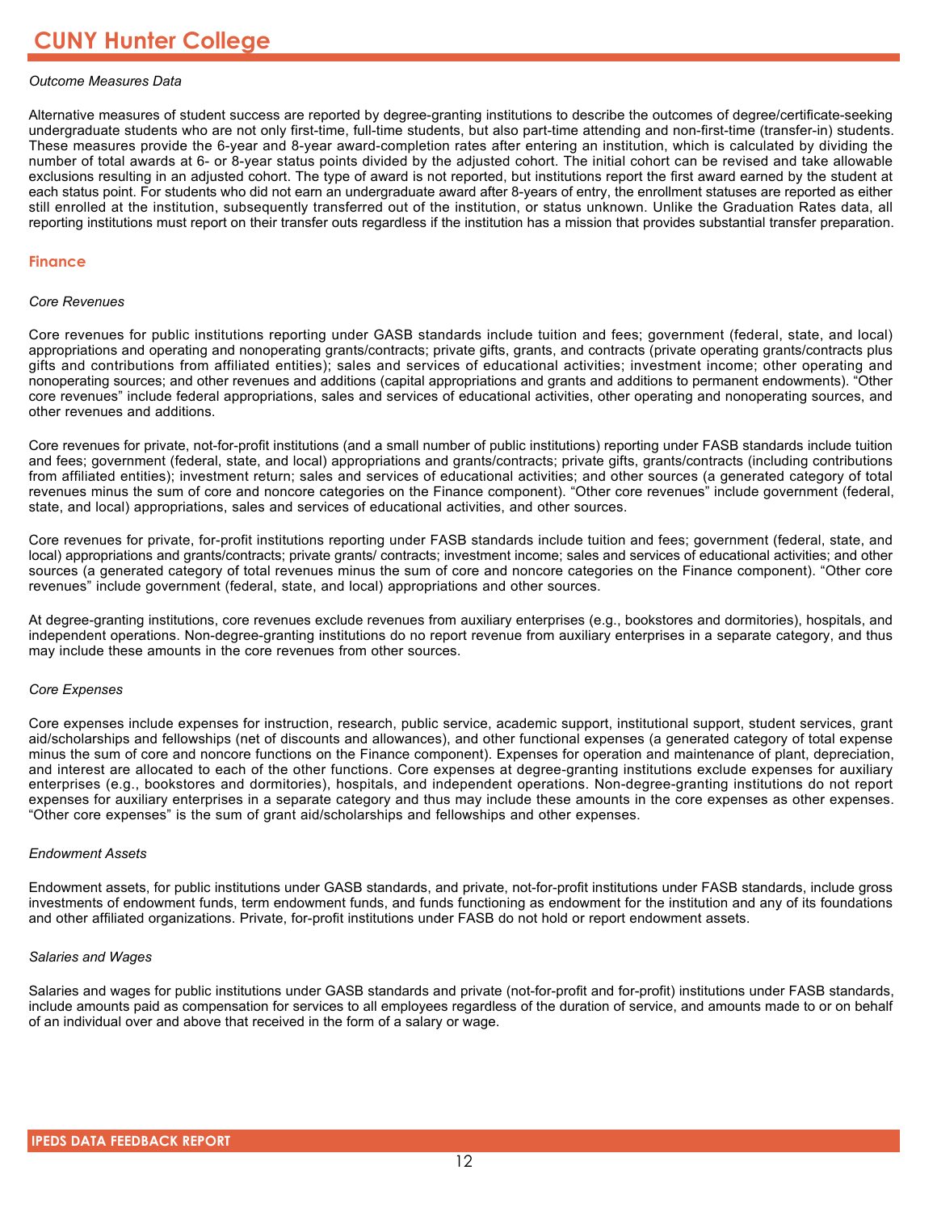*Outcome Measures Data*

Alternative measures of student success are reported by degree-granting institutions to describe the outcomes of degree/certificate-seeking undergraduate students who are not only first-time, full-time students, but also part-time attending and non-first-time (transfer-in) students. These measures provide the 6-year and 8-year award-completion rates after entering an institution, which is calculated by dividing the number of total awards at 6- or 8-year status points divided by the adjusted cohort. The initial cohort can be revised and take allowable exclusions resulting in an adjusted cohort. The type of award is not reported, but institutions report the first award earned by the student at each status point. For students who did not earn an undergraduate award after 8-years of entry, the enrollment statuses are reported as either still enrolled at the institution, subsequently transferred out of the institution, or status unknown. Unlike the Graduation Rates data, all reporting institutions must report on their transfer outs regardless if the institution has a mission that provides substantial transfer preparation.

## Finance

*Core Revenues*

Core revenues for public institutions reporting under GASB standards include tuition and fees; government (federal, state, and local) appropriations and operating and nonoperating grants/contracts; private gifts, grants, and contracts (private operating grants/contracts plus gifts and contributions from affiliated entities); sales and services of educational activities; investment income; other operating and nonoperating sources; and other revenues and additions (capital appropriations and grants and additions to permanent endowments). "Other core revenues" include federal appropriations, sales and services of educational activities, other operating and nonoperating sources, and other revenues and additions.

Core revenues for private, not-for-profit institutions (and a small number of public institutions) reporting under FASB standards include tuition and fees; government (federal, state, and local) appropriations and grants/contracts; private gifts, grants/contracts (including contributions from affiliated entities); investment return; sales and services of educational activities; and other sources (a generated category of total revenues minus the sum of core and noncore categories on the Finance component). "Other core revenues" include government (federal, state, and local) appropriations, sales and services of educational activities, and other sources.

Core revenues for private, for-profit institutions reporting under FASB standards include tuition and fees; government (federal, state, and local) appropriations and grants/contracts; private grants/ contracts; investment income; sales and services of educational activities; and other sources (a generated category of total revenues minus the sum of core and noncore categories on the Finance component). "Other core revenues" include government (federal, state, and local) appropriations and other sources.

At degree-granting institutions, core revenues exclude revenues from auxiliary enterprises (e.g., bookstores and dormitories), hospitals, and independent operations. Non-degree-granting institutions do no report revenue from auxiliary enterprises in a separate category, and thus may include these amounts in the core revenues from other sources.

*Core Expenses*

Core expenses include expenses for instruction, research, public service, academic support, institutional support, student services, grant aid/scholarships and fellowships (net of discounts and allowances), and other functional expenses (a generated category of total expense minus the sum of core and noncore functions on the Finance component). Expenses for operation and maintenance of plant, depreciation, and interest are allocated to each of the other functions. Core expenses at degree-granting institutions exclude expenses for auxiliary enterprises (e.g., bookstores and dormitories), hospitals, and independent operations. Non-degree-granting institutions do not report expenses for auxiliary enterprises in a separate category and thus may include these amounts in the core expenses as other expenses. "Other core expenses" is the sum of grant aid/scholarships and fellowships and other expenses.

*Endowment Assets*

Endowment assets, for public institutions under GASB standards, and private, not-for-profit institutions under FASB standards, include gross investments of endowment funds, term endowment funds, and funds functioning as endowment for the institution and any of its foundations and other affiliated organizations. Private, for-profit institutions under FASB do not hold or report endowment assets.

*Salaries and Wages*

Salaries and wages for public institutions under GASB standards and private (not-for-profit and for-profit) institutions under FASB standards, include amounts paid as compensation for services to all employees regardless of the duration of service, and amounts made to or on behalf of an individual over and above that received in the form of a salary or wage.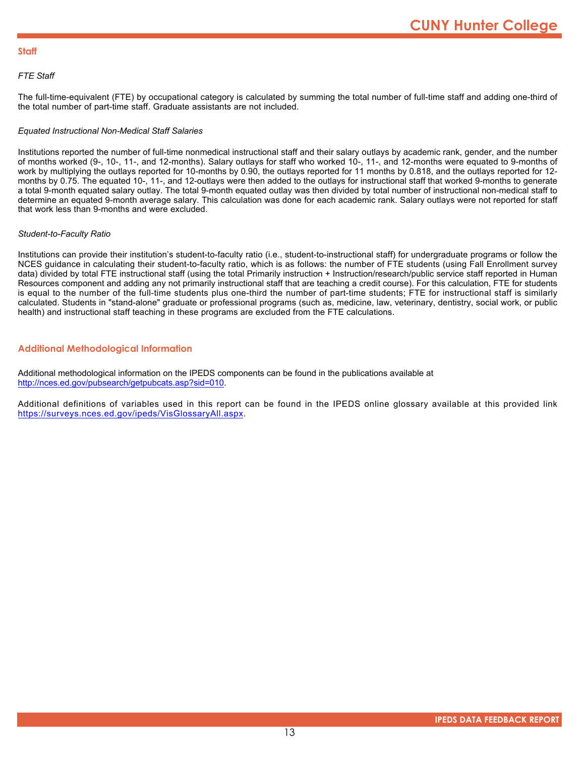## Staff

*FTE Staff*

The full-time-equivalent (FTE) by occupational category is calculated by summing the total number of full-time staff and adding one-third of the total number of part-time staff. Graduate assistants are not included.

*Equated Instructional Non-Medical Staff Salaries*

Institutions reported the number of full-time nonmedical instructional staff and their salary outlays by academic rank, gender, and the number of months worked (9-, 10-, 11-, and 12-months). Salary outlays for staff who worked 10-, 11-, and 12-months were equated to 9-months of work by multiplying the outlays reported for 10-months by 0.90, the outlays reported for 11 months by 0.818, and the outlays reported for 12-months by 0.75. The equated 10-, 11-, and 12-outlays were then added to the outlays for instructional staff that worked 9-months to generate a total 9-month equated salary outlay. The total 9-month equated outlay was then divided by total number of instructional non-medical staff to determine an equated 9-month average salary. This calculation was done for each academic rank. Salary outlays were not reported for staff that work less than 9-months and were excluded.

*Student-to-Faculty Ratio*

Institutions can provide their institution's student-to-faculty ratio (i.e., student-to-instructional staff) for undergraduate programs or follow the NCES guidance in calculating their student-to-faculty ratio, which is as follows: the number of FTE students (using Fall Enrollment survey data) divided by total FTE instructional staff (using the total Primarily instruction + Instruction/research/public service staff reported in Human Resources component and adding any not primarily instructional staff that are teaching a credit course). For this calculation, FTE for students is equal to the number of the full-time students plus one-third the number of part-time students; FTE for instructional staff is similarly calculated. Students in "stand-alone" graduate or professional programs (such as, medicine, law, veterinary, dentistry, social work, or public health) and instructional staff teaching in these programs are excluded from the FTE calculations.

## Additional Methodological Information

Additional methodological information on the IPEDS components can be found in the publications available at http://nces.ed.gov/pubsearch/getpubcats.asp?sid=010.

Additional definitions of variables used in this report can be found in the IPEDS online glossary available at this provided link https://surveys.nces.ed.gov/ipeds/VisGlossaryAll.aspx.